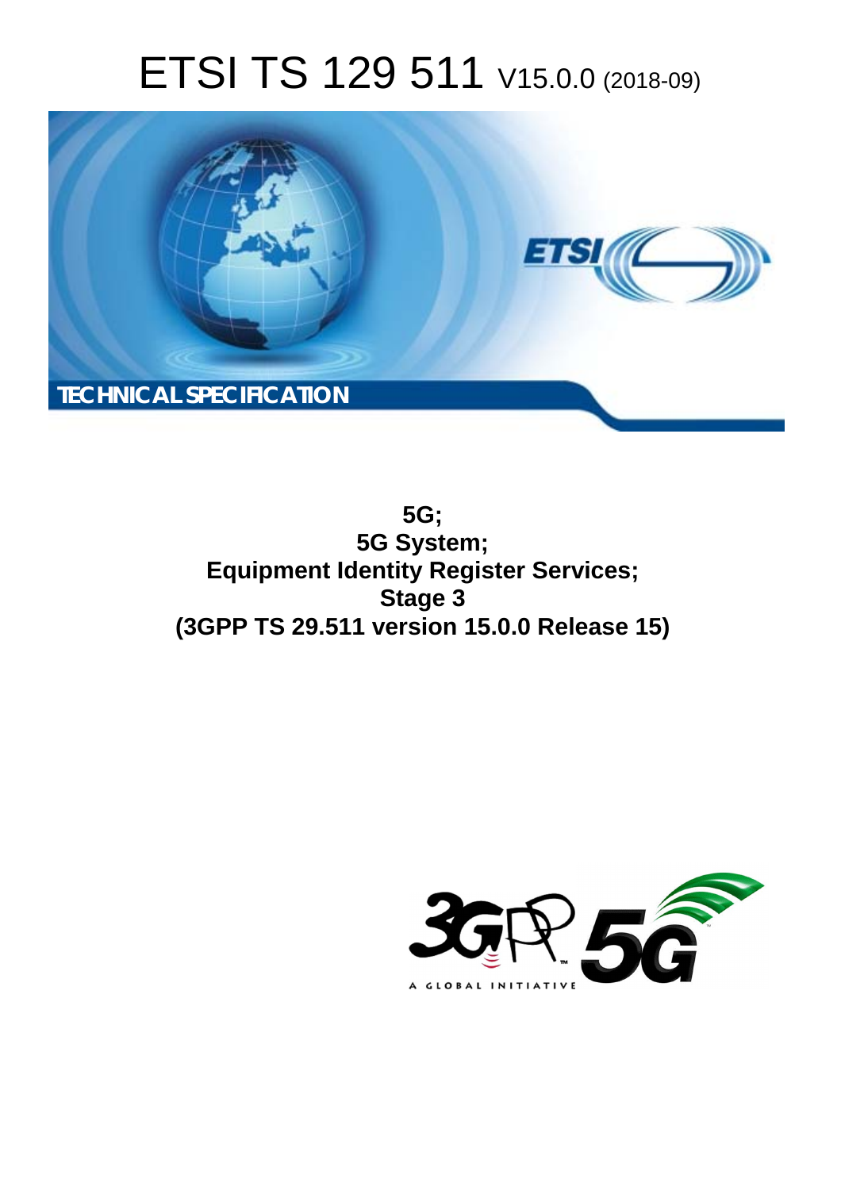# ETSI TS 129 511 V15.0.0 (2018-09)

TECHNICAL SPECIFICATION

**5G;**
**5G System;**
**Equipment Identity Register Services;**
**Stage 3**
**(3GPP TS 29.511 version 15.0.0 Release 15)**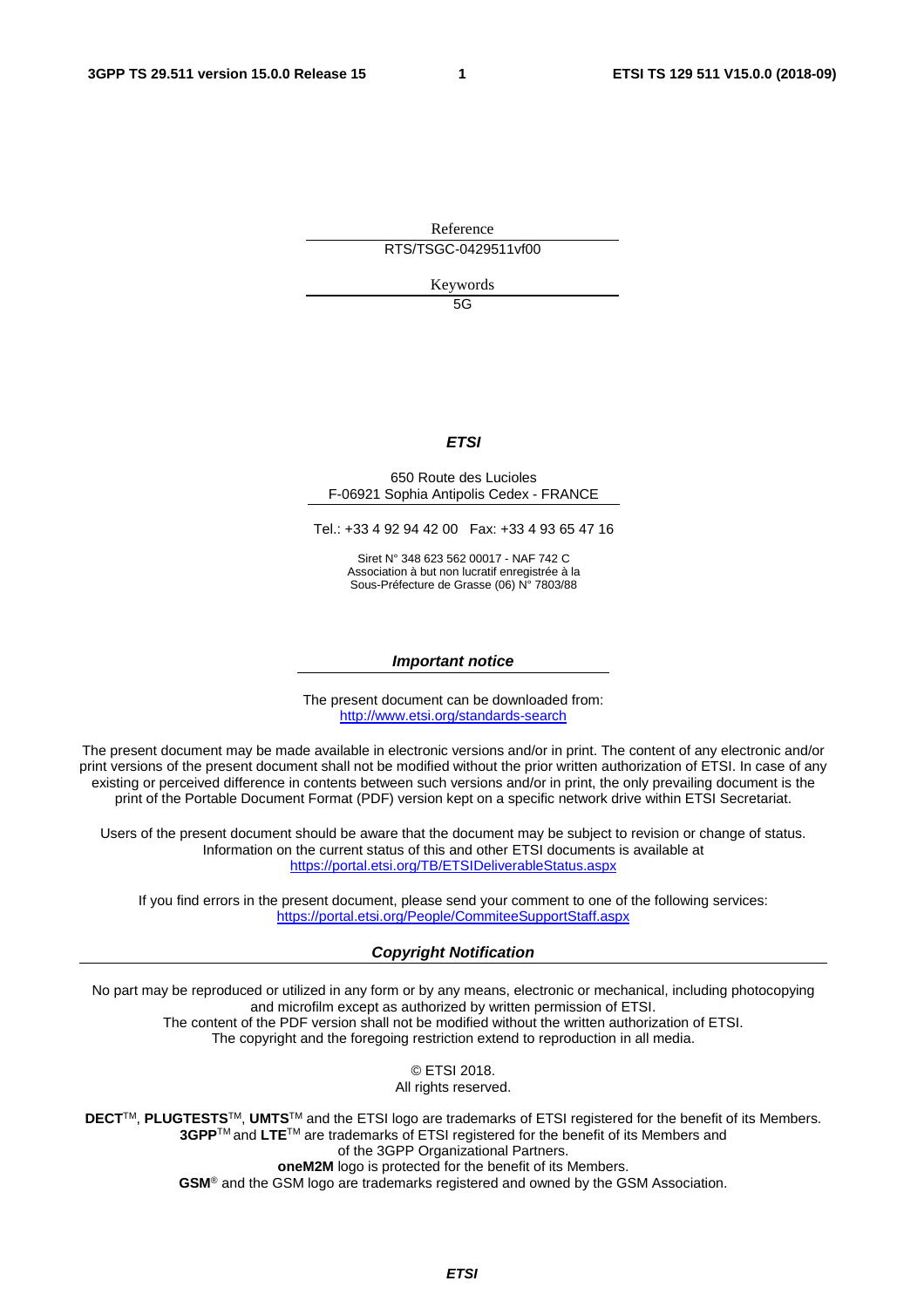Reference

RTS/TSGC-0429511vf00

Keywords

5G

***ETSI***

650 Route des Lucioles
F-06921 Sophia Antipolis Cedex - FRANCE

Tel.: +33 4 92 94 42 00   Fax: +33 4 93 65 47 16

Siret N° 348 623 562 00017 - NAF 742 C
Association à but non lucratif enregistrée à la
Sous-Préfecture de Grasse (06) N° 7803/88

***Important notice***

The present document can be downloaded from:
http://www.etsi.org/standards-search

The present document may be made available in electronic versions and/or in print. The content of any electronic and/or print versions of the present document shall not be modified without the prior written authorization of ETSI. In case of any existing or perceived difference in contents between such versions and/or in print, the only prevailing document is the print of the Portable Document Format (PDF) version kept on a specific network drive within ETSI Secretariat.

Users of the present document should be aware that the document may be subject to revision or change of status. Information on the current status of this and other ETSI documents is available at
https://portal.etsi.org/TB/ETSIDeliverableStatus.aspx

If you find errors in the present document, please send your comment to one of the following services:
https://portal.etsi.org/People/CommiteeSupportStaff.aspx

***Copyright Notification***

No part may be reproduced or utilized in any form or by any means, electronic or mechanical, including photocopying and microfilm except as authorized by written permission of ETSI.
The content of the PDF version shall not be modified without the written authorization of ETSI.
The copyright and the foregoing restriction extend to reproduction in all media.

© ETSI 2018.
All rights reserved.

**DECT**™, **PLUGTESTS**™, **UMTS**™ and the ETSI logo are trademarks of ETSI registered for the benefit of its Members.
**3GPP**™ and **LTE**™ are trademarks of ETSI registered for the benefit of its Members and of the 3GPP Organizational Partners.
**oneM2M** logo is protected for the benefit of its Members.
**GSM**® and the GSM logo are trademarks registered and owned by the GSM Association.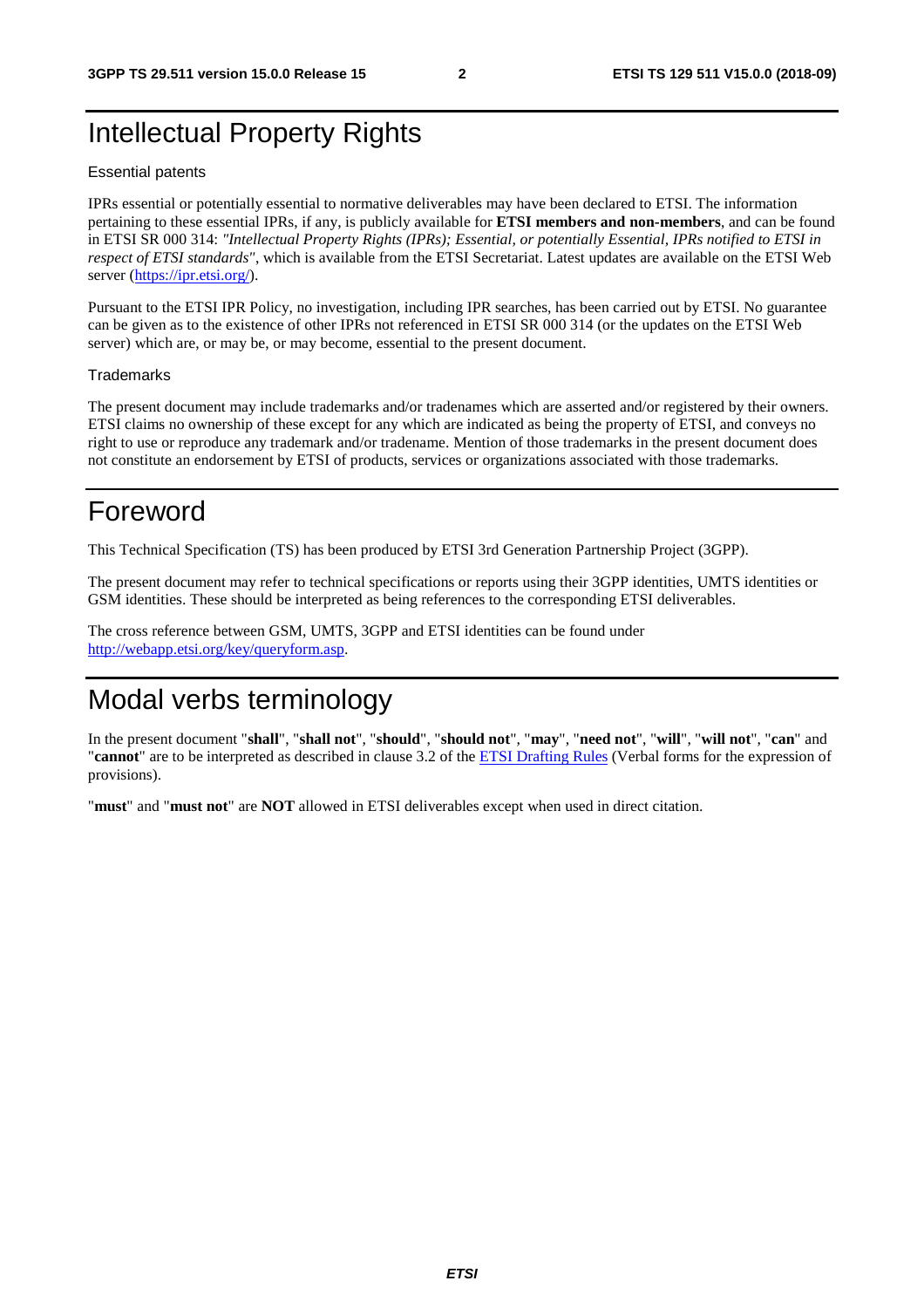# Intellectual Property Rights

#### Essential patents

IPRs essential or potentially essential to normative deliverables may have been declared to ETSI. The information pertaining to these essential IPRs, if any, is publicly available for **ETSI members and non-members**, and can be found in ETSI SR 000 314: *"Intellectual Property Rights (IPRs); Essential, or potentially Essential, IPRs notified to ETSI in respect of ETSI standards"*, which is available from the ETSI Secretariat. Latest updates are available on the ETSI Web server (https://ipr.etsi.org/).

Pursuant to the ETSI IPR Policy, no investigation, including IPR searches, has been carried out by ETSI. No guarantee can be given as to the existence of other IPRs not referenced in ETSI SR 000 314 (or the updates on the ETSI Web server) which are, or may be, or may become, essential to the present document.

#### Trademarks

The present document may include trademarks and/or tradenames which are asserted and/or registered by their owners. ETSI claims no ownership of these except for any which are indicated as being the property of ETSI, and conveys no right to use or reproduce any trademark and/or tradename. Mention of those trademarks in the present document does not constitute an endorsement by ETSI of products, services or organizations associated with those trademarks.

# Foreword

This Technical Specification (TS) has been produced by ETSI 3rd Generation Partnership Project (3GPP).

The present document may refer to technical specifications or reports using their 3GPP identities, UMTS identities or GSM identities. These should be interpreted as being references to the corresponding ETSI deliverables.

The cross reference between GSM, UMTS, 3GPP and ETSI identities can be found under http://webapp.etsi.org/key/queryform.asp.

# Modal verbs terminology

In the present document "**shall**", "**shall not**", "**should**", "**should not**", "**may**", "**need not**", "**will**", "**will not**", "**can**" and "**cannot**" are to be interpreted as described in clause 3.2 of the ETSI Drafting Rules (Verbal forms for the expression of provisions).

"**must**" and "**must not**" are **NOT** allowed in ETSI deliverables except when used in direct citation.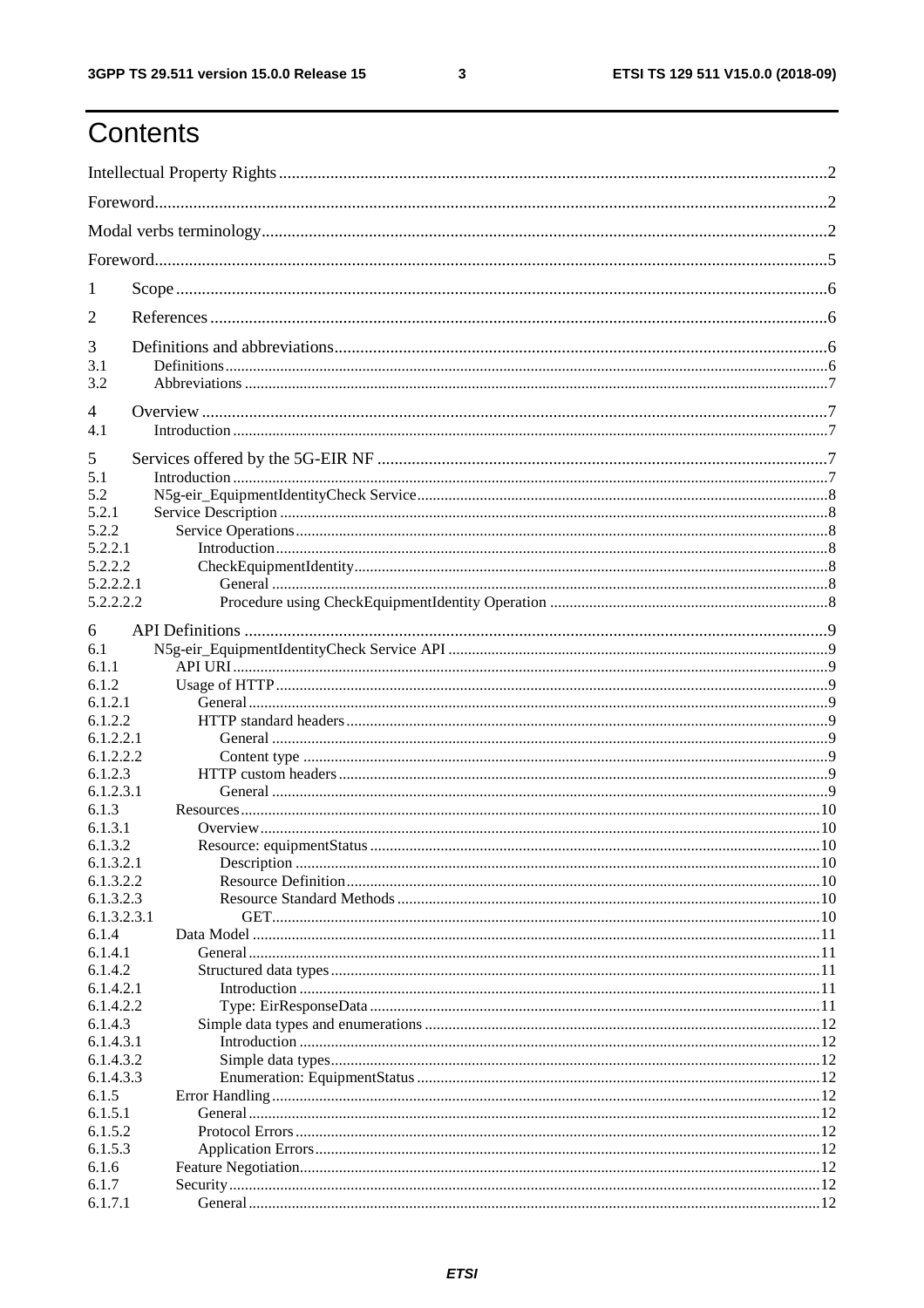# Contents

Intellectual Property Rights ........................................................................................................................2

Foreword.......................................................................................................................................................2

Modal verbs terminology..............................................................................................................................2

Foreword.......................................................................................................................................................5

1 Scope ........................................................................................................................................................6

2 References ................................................................................................................................................6

3 Definitions and abbreviations ...................................................................................................................6
3.1 Definitions ..............................................................................................................................................6
3.2 Abbreviations .........................................................................................................................................7

4 Overview ...................................................................................................................................................7
4.1 Introduction ............................................................................................................................................7

5 Services offered by the 5G-EIR NF ..........................................................................................................7
5.1 Introduction ............................................................................................................................................7
5.2 N5g-eir_EquipmentIdentityCheck Service ..............................................................................................8
5.2.1 Service Description ..............................................................................................................................8
5.2.2 Service Operations ...............................................................................................................................8
5.2.2.1 Introduction .......................................................................................................................................8
5.2.2.2 CheckEquipmentIdentity ...................................................................................................................8
5.2.2.2.1 General ..........................................................................................................................................8
5.2.2.2.2 Procedure using CheckEquipmentIdentity Operation ......................................................................8

6 API Definitions .........................................................................................................................................9
6.1 N5g-eir_EquipmentIdentityCheck Service API ......................................................................................9
6.1.1 API URI ...............................................................................................................................................9
6.1.2 Usage of HTTP ....................................................................................................................................9
6.1.2.1 General ...............................................................................................................................................9
6.1.2.2 HTTP standard headers ......................................................................................................................9
6.1.2.2.1 General ..........................................................................................................................................9
6.1.2.2.2 Content type ..................................................................................................................................9
6.1.2.3 HTTP custom headers ........................................................................................................................9
6.1.2.3.1 General ..........................................................................................................................................9
6.1.3 Resources ...........................................................................................................................................10
6.1.3.1 Overview ..........................................................................................................................................10
6.1.3.2 Resource: equipmentStatus ..............................................................................................................10
6.1.3.2.1 Description ..................................................................................................................................10
6.1.3.2.2 Resource Definition .....................................................................................................................10
6.1.3.2.3 Resource Standard Methods ........................................................................................................10
6.1.3.2.3.1 GET .........................................................................................................................................10
6.1.4 Data Model .........................................................................................................................................11
6.1.4.1 General .............................................................................................................................................11
6.1.4.2 Structured data types ........................................................................................................................11
6.1.4.2.1 Introduction .................................................................................................................................11
6.1.4.2.2 Type: EirResponseData ...............................................................................................................11
6.1.4.3 Simple data types and enumerations ................................................................................................12
6.1.4.3.1 Introduction .................................................................................................................................12
6.1.4.3.2 Simple data types .........................................................................................................................12
6.1.4.3.3 Enumeration: EquipmentStatus ...................................................................................................12
6.1.5 Error Handling ....................................................................................................................................12
6.1.5.1 General .............................................................................................................................................12
6.1.5.2 Protocol Errors .................................................................................................................................12
6.1.5.3 Application Errors ............................................................................................................................12
6.1.6 Feature Negotiation ............................................................................................................................12
6.1.7 Security ..............................................................................................................................................12
6.1.7.1 General .............................................................................................................................................12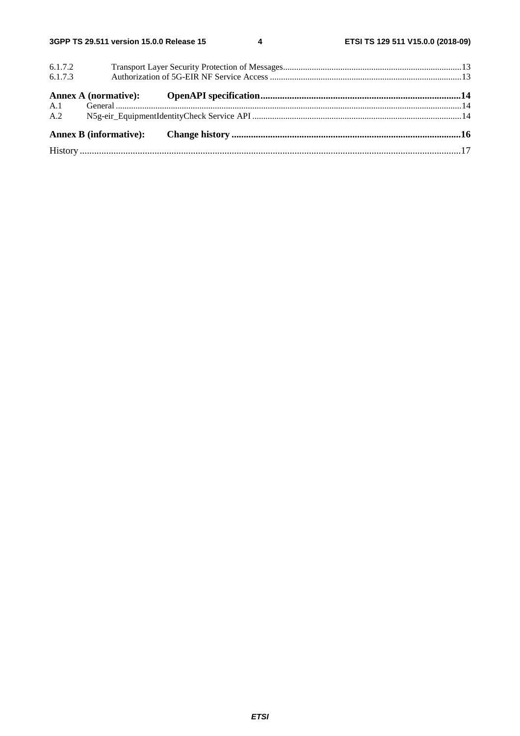6.1.7.2 Transport Layer Security Protection of Messages ................................................................................. 13
6.1.7.3 Authorization of 5G-EIR NF Service Access ....................................................................................... 13

**Annex A (normative): OpenAPI specification ................................................................................... 14**

A.1 General ............................................................................................................................................................ 14
A.2 N5g-eir_EquipmentIdentityCheck Service API .............................................................................................. 14

**Annex B (informative): Change history ............................................................................................... 16**

History .............................................................................................................................................................. 17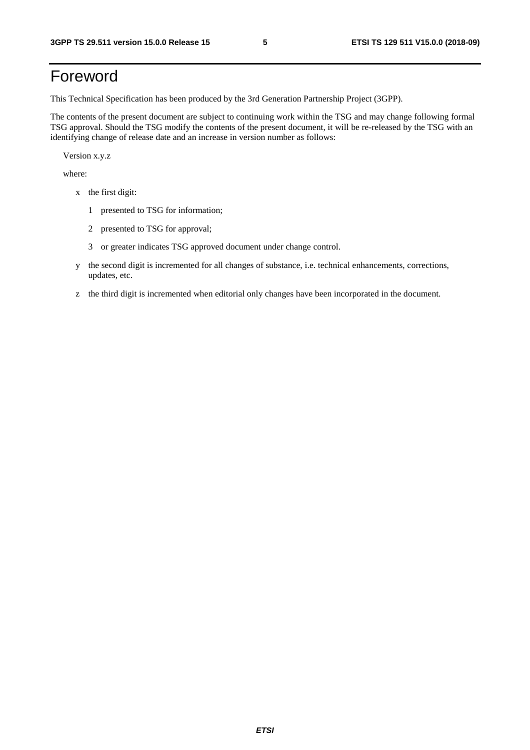# Foreword

This Technical Specification has been produced by the 3rd Generation Partnership Project (3GPP).

The contents of the present document are subject to continuing work within the TSG and may change following formal TSG approval. Should the TSG modify the contents of the present document, it will be re-released by the TSG with an identifying change of release date and an increase in version number as follows:

Version x.y.z

where:

- x the first digit:
  - 1 presented to TSG for information;
  - 2 presented to TSG for approval;
  - 3 or greater indicates TSG approved document under change control.
- y the second digit is incremented for all changes of substance, i.e. technical enhancements, corrections, updates, etc.
- z the third digit is incremented when editorial only changes have been incorporated in the document.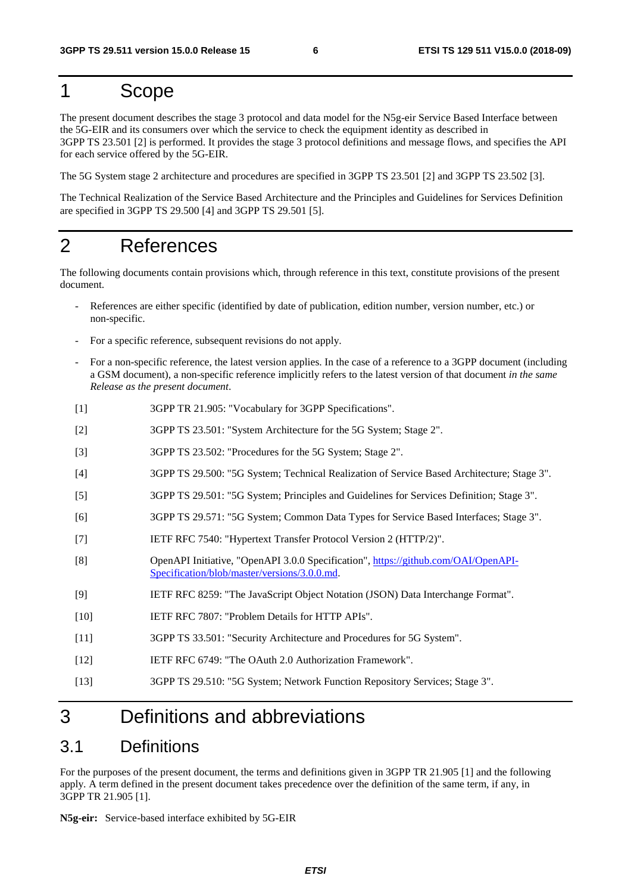# 1 Scope

The present document describes the stage 3 protocol and data model for the N5g-eir Service Based Interface between the 5G-EIR and its consumers over which the service to check the equipment identity as described in 3GPP TS 23.501 [2] is performed. It provides the stage 3 protocol definitions and message flows, and specifies the API for each service offered by the 5G-EIR.

The 5G System stage 2 architecture and procedures are specified in 3GPP TS 23.501 [2] and 3GPP TS 23.502 [3].

The Technical Realization of the Service Based Architecture and the Principles and Guidelines for Services Definition are specified in 3GPP TS 29.500 [4] and 3GPP TS 29.501 [5].

# 2 References

The following documents contain provisions which, through reference in this text, constitute provisions of the present document.

- References are either specific (identified by date of publication, edition number, version number, etc.) or non-specific.
- For a specific reference, subsequent revisions do not apply.
- For a non-specific reference, the latest version applies. In the case of a reference to a 3GPP document (including a GSM document), a non-specific reference implicitly refers to the latest version of that document *in the same Release as the present document*.

[1] 3GPP TR 21.905: "Vocabulary for 3GPP Specifications".

[2] 3GPP TS 23.501: "System Architecture for the 5G System; Stage 2".

[3] 3GPP TS 23.502: "Procedures for the 5G System; Stage 2".

[4] 3GPP TS 29.500: "5G System; Technical Realization of Service Based Architecture; Stage 3".

[5] 3GPP TS 29.501: "5G System; Principles and Guidelines for Services Definition; Stage 3".

[6] 3GPP TS 29.571: "5G System; Common Data Types for Service Based Interfaces; Stage 3".

[7] IETF RFC 7540: "Hypertext Transfer Protocol Version 2 (HTTP/2)".

[8] OpenAPI Initiative, "OpenAPI 3.0.0 Specification", https://github.com/OAI/OpenAPI-Specification/blob/master/versions/3.0.0.md.

[9] IETF RFC 8259: "The JavaScript Object Notation (JSON) Data Interchange Format".

[10] IETF RFC 7807: "Problem Details for HTTP APIs".

[11] 3GPP TS 33.501: "Security Architecture and Procedures for 5G System".

[12] IETF RFC 6749: "The OAuth 2.0 Authorization Framework".

[13] 3GPP TS 29.510: "5G System; Network Function Repository Services; Stage 3".

# 3 Definitions and abbreviations

## 3.1 Definitions

For the purposes of the present document, the terms and definitions given in 3GPP TR 21.905 [1] and the following apply. A term defined in the present document takes precedence over the definition of the same term, if any, in 3GPP TR 21.905 [1].

**N5g-eir:** Service-based interface exhibited by 5G-EIR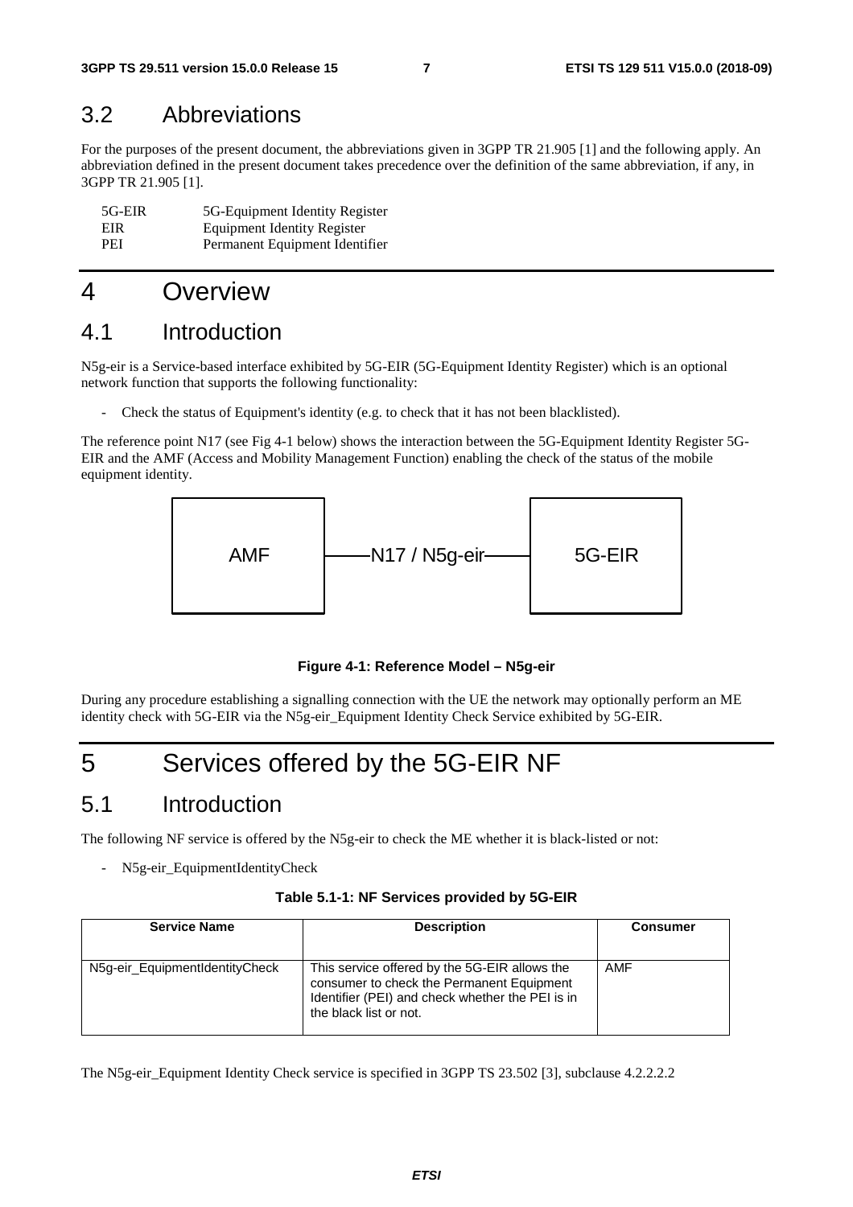## 3.2 Abbreviations

For the purposes of the present document, the abbreviations given in 3GPP TR 21.905 [1] and the following apply. An abbreviation defined in the present document takes precedence over the definition of the same abbreviation, if any, in 3GPP TR 21.905 [1].

5G-EIR 5G-Equipment Identity Register
EIR Equipment Identity Register
PEI Permanent Equipment Identifier

# 4 Overview

## 4.1 Introduction

N5g-eir is a Service-based interface exhibited by 5G-EIR (5G-Equipment Identity Register) which is an optional network function that supports the following functionality:

- Check the status of Equipment's identity (e.g. to check that it has not been blacklisted).

The reference point N17 (see Fig 4-1 below) shows the interaction between the 5G-Equipment Identity Register 5G-EIR and the AMF (Access and Mobility Management Function) enabling the check of the status of the mobile equipment identity.

AMF ——N17 / N5g-eir—— 5G-EIR

**Figure 4-1: Reference Model – N5g-eir**

During any procedure establishing a signalling connection with the UE the network may optionally perform an ME identity check with 5G-EIR via the N5g-eir_Equipment Identity Check Service exhibited by 5G-EIR.

# 5 Services offered by the 5G-EIR NF

## 5.1 Introduction

The following NF service is offered by the N5g-eir to check the ME whether it is black-listed or not:

- N5g-eir_EquipmentIdentityCheck

**Table 5.1-1: NF Services provided by 5G-EIR**

| Service Name | Description | Consumer |
|---|---|---|
| N5g-eir_EquipmentIdentityCheck | This service offered by the 5G-EIR allows the consumer to check the Permanent Equipment Identifier (PEI) and check whether the PEI is in the black list or not. | AMF |

The N5g-eir_Equipment Identity Check service is specified in 3GPP TS 23.502 [3], subclause 4.2.2.2.2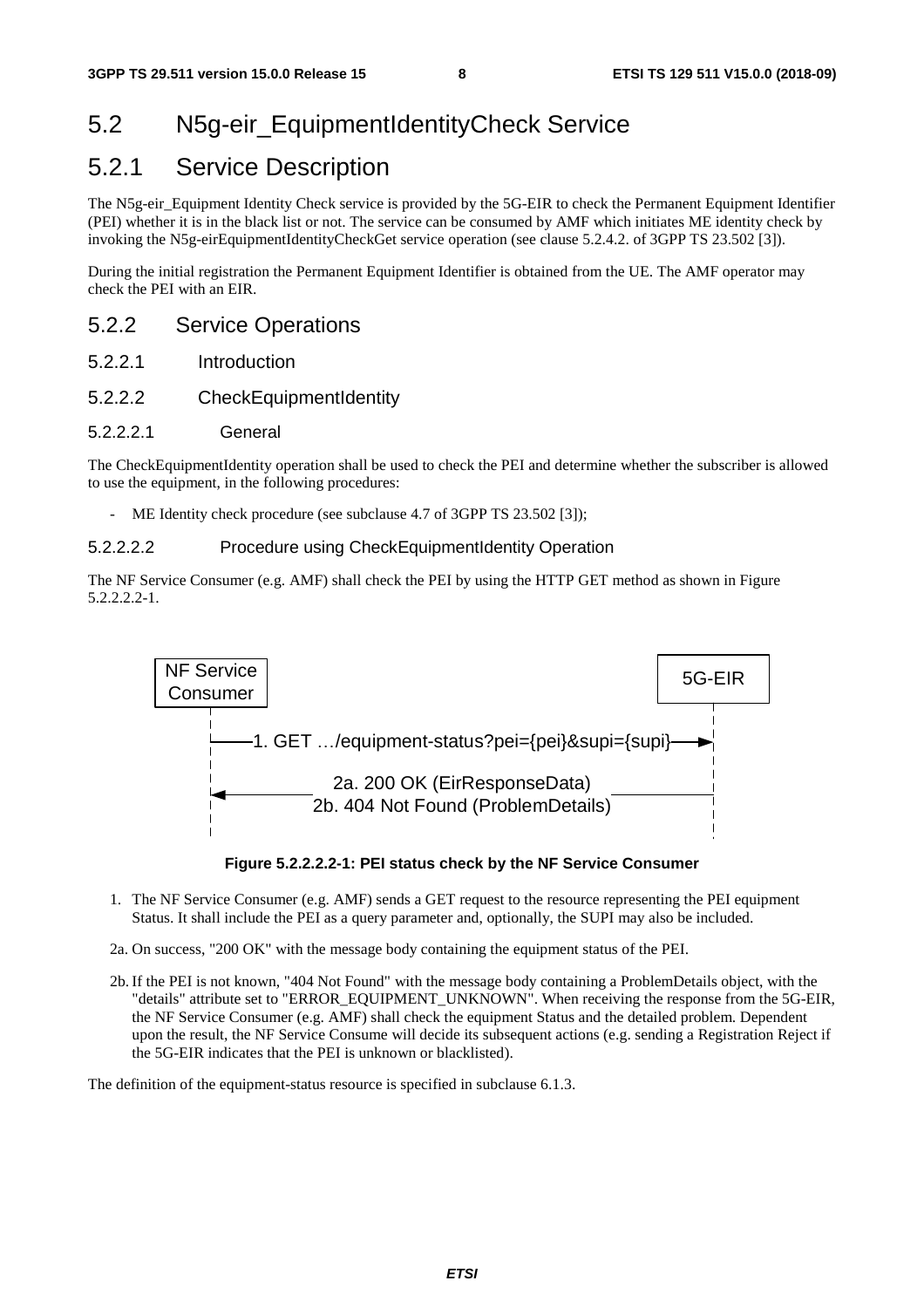# 5.2 N5g-eir_EquipmentIdentityCheck Service

## 5.2.1 Service Description

The N5g-eir_Equipment Identity Check service is provided by the 5G-EIR to check the Permanent Equipment Identifier (PEI) whether it is in the black list or not. The service can be consumed by AMF which initiates ME identity check by invoking the N5g-eirEquipmentIdentityCheckGet service operation (see clause 5.2.4.2. of 3GPP TS 23.502 [3]).

During the initial registration the Permanent Equipment Identifier is obtained from the UE. The AMF operator may check the PEI with an EIR.

### 5.2.2 Service Operations

#### 5.2.2.1 Introduction

#### 5.2.2.2 CheckEquipmentIdentity

##### 5.2.2.2.1 General

The CheckEquipmentIdentity operation shall be used to check the PEI and determine whether the subscriber is allowed to use the equipment, in the following procedures:

- ME Identity check procedure (see subclause 4.7 of 3GPP TS 23.502 [3]);

##### 5.2.2.2.2 Procedure using CheckEquipmentIdentity Operation

The NF Service Consumer (e.g. AMF) shall check the PEI by using the HTTP GET method as shown in Figure 5.2.2.2.2-1.

NF Service Consumer | 5G-EIR

1. GET …/equipment-status?pei={pei}&supi={supi}

2a. 200 OK (EirResponseData)
2b. 404 Not Found (ProblemDetails)

**Figure 5.2.2.2.2-1: PEI status check by the NF Service Consumer**

1. The NF Service Consumer (e.g. AMF) sends a GET request to the resource representing the PEI equipment Status. It shall include the PEI as a query parameter and, optionally, the SUPI may also be included.

2a. On success, "200 OK" with the message body containing the equipment status of the PEI.

2b. If the PEI is not known, "404 Not Found" with the message body containing a ProblemDetails object, with the "details" attribute set to "ERROR_EQUIPMENT_UNKNOWN". When receiving the response from the 5G-EIR, the NF Service Consumer (e.g. AMF) shall check the equipment Status and the detailed problem. Dependent upon the result, the NF Service Consume will decide its subsequent actions (e.g. sending a Registration Reject if the 5G-EIR indicates that the PEI is unknown or blacklisted).

The definition of the equipment-status resource is specified in subclause 6.1.3.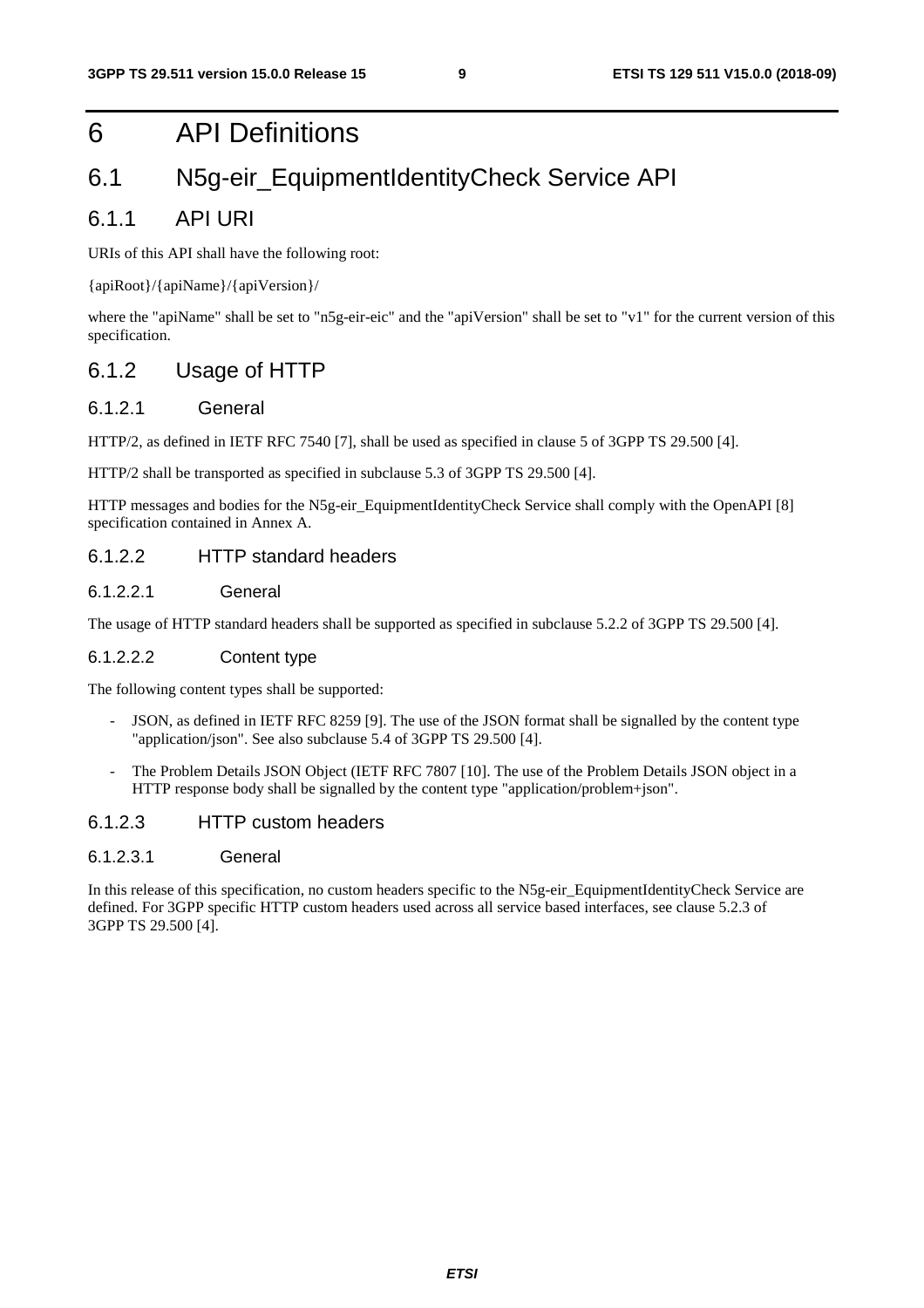# 6 API Definitions

## 6.1 N5g-eir_EquipmentIdentityCheck Service API

### 6.1.1 API URI

URIs of this API shall have the following root:

{apiRoot}/{apiName}/{apiVersion}/

where the "apiName" shall be set to "n5g-eir-eic" and the "apiVersion" shall be set to "v1" for the current version of this specification.

### 6.1.2 Usage of HTTP

#### 6.1.2.1 General

HTTP/2, as defined in IETF RFC 7540 [7], shall be used as specified in clause 5 of 3GPP TS 29.500 [4].

HTTP/2 shall be transported as specified in subclause 5.3 of 3GPP TS 29.500 [4].

HTTP messages and bodies for the N5g-eir_EquipmentIdentityCheck Service shall comply with the OpenAPI [8] specification contained in Annex A.

#### 6.1.2.2 HTTP standard headers

##### 6.1.2.2.1 General

The usage of HTTP standard headers shall be supported as specified in subclause 5.2.2 of 3GPP TS 29.500 [4].

##### 6.1.2.2.2 Content type

The following content types shall be supported:

- JSON, as defined in IETF RFC 8259 [9]. The use of the JSON format shall be signalled by the content type "application/json". See also subclause 5.4 of 3GPP TS 29.500 [4].
- The Problem Details JSON Object (IETF RFC 7807 [10]. The use of the Problem Details JSON object in a HTTP response body shall be signalled by the content type "application/problem+json".

#### 6.1.2.3 HTTP custom headers

##### 6.1.2.3.1 General

In this release of this specification, no custom headers specific to the N5g-eir_EquipmentIdentityCheck Service are defined. For 3GPP specific HTTP custom headers used across all service based interfaces, see clause 5.2.3 of 3GPP TS 29.500 [4].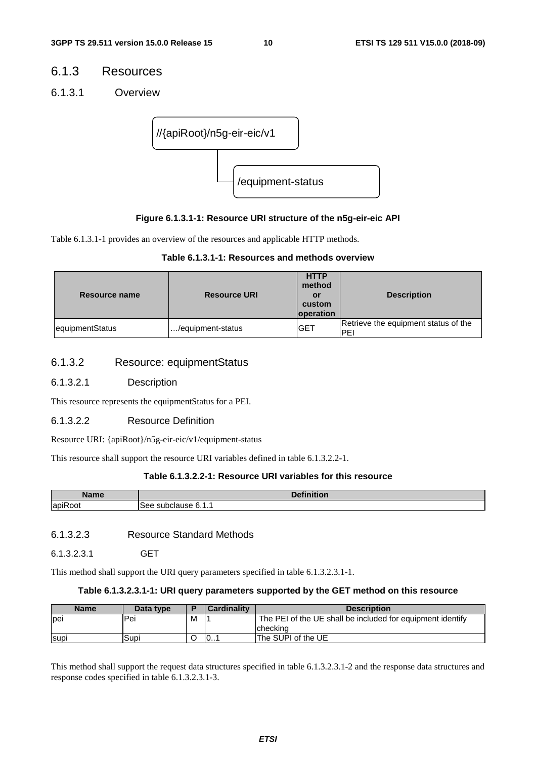## 6.1.3 Resources

### 6.1.3.1 Overview

```
//{apiRoot}/n5g-eir-eic/v1
    └── /equipment-status
```

**Figure 6.1.3.1-1: Resource URI structure of the n5g-eir-eic API**

Table 6.1.3.1-1 provides an overview of the resources and applicable HTTP methods.

**Table 6.1.3.1-1: Resources and methods overview**

| Resource name | Resource URI | HTTP method or custom operation | Description |
|---|---|---|---|
| equipmentStatus | …/equipment-status | GET | Retrieve the equipment status of the PEI |

### 6.1.3.2 Resource: equipmentStatus

#### 6.1.3.2.1 Description

This resource represents the equipmentStatus for a PEI.

#### 6.1.3.2.2 Resource Definition

Resource URI: {apiRoot}/n5g-eir-eic/v1/equipment-status

This resource shall support the resource URI variables defined in table 6.1.3.2.2-1.

**Table 6.1.3.2.2-1: Resource URI variables for this resource**

| Name | Definition |
|---|---|
| apiRoot | See subclause 6.1.1 |

#### 6.1.3.2.3 Resource Standard Methods

##### 6.1.3.2.3.1 GET

This method shall support the URI query parameters specified in table 6.1.3.2.3.1-1.

**Table 6.1.3.2.3.1-1: URI query parameters supported by the GET method on this resource**

| Name | Data type | P | Cardinality | Description |
|---|---|---|---|---|
| pei | Pei | M | 1 | The PEI of the UE shall be included for equipment identify checking |
| supi | Supi | O | 0..1 | The SUPI of the UE |

This method shall support the request data structures specified in table 6.1.3.2.3.1-2 and the response data structures and response codes specified in table 6.1.3.2.3.1-3.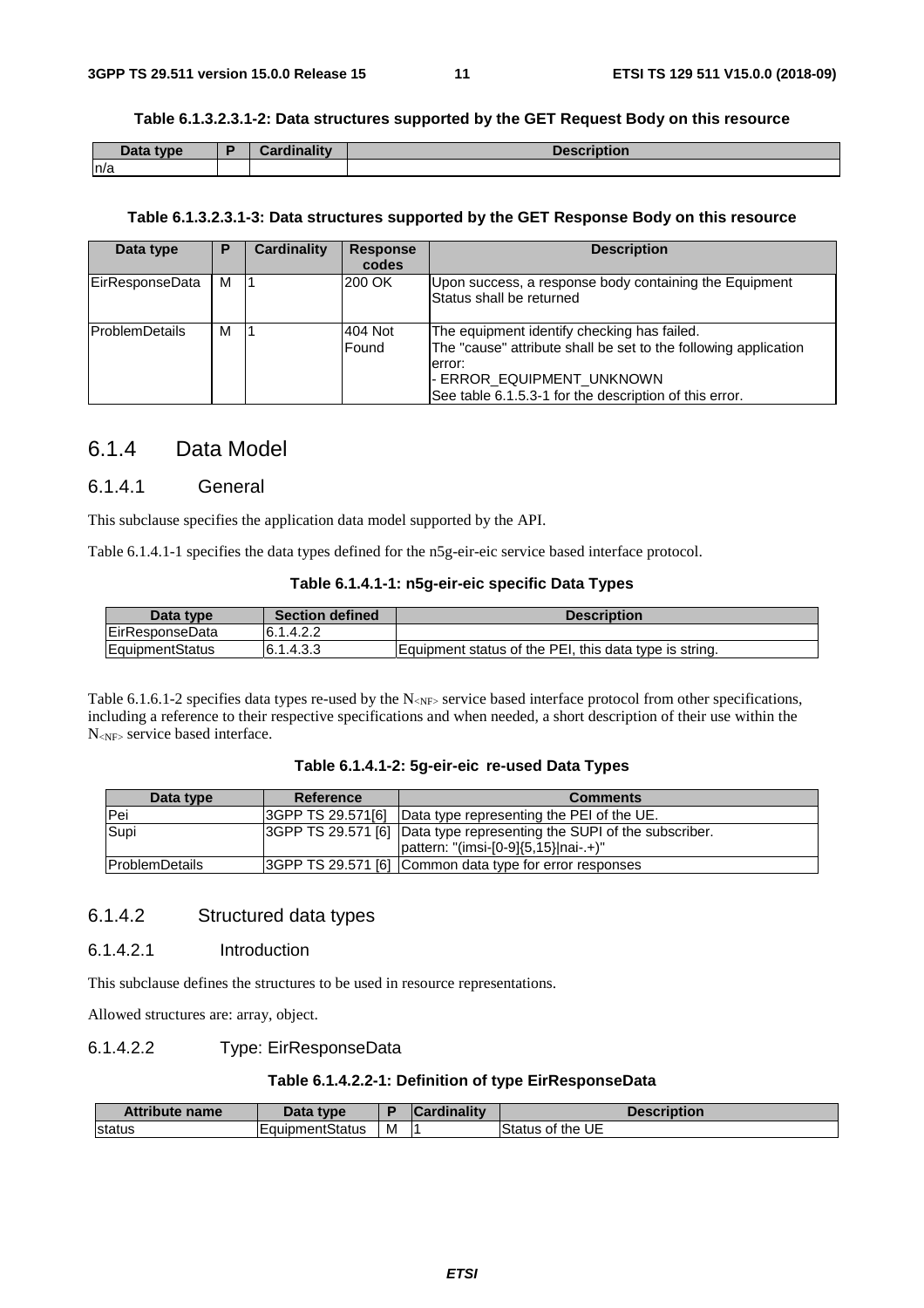**Table 6.1.3.2.3.1-2: Data structures supported by the GET Request Body on this resource**

| Data type | P | Cardinality | Description |
|---|---|---|---|
| n/a | | | |

**Table 6.1.3.2.3.1-3: Data structures supported by the GET Response Body on this resource**

| Data type | P | Cardinality | Response codes | Description |
|---|---|---|---|---|
| EirResponseData | M | 1 | 200 OK | Upon success, a response body containing the Equipment Status shall be returned |
| ProblemDetails | M | 1 | 404 Not Found | The equipment identify checking has failed.<br>The "cause" attribute shall be set to the following application error:<br>- ERROR_EQUIPMENT_UNKNOWN<br>See table 6.1.5.3-1 for the description of this error. |

## 6.1.4 Data Model

### 6.1.4.1 General

This subclause specifies the application data model supported by the API.

Table 6.1.4.1-1 specifies the data types defined for the n5g-eir-eic service based interface protocol.

**Table 6.1.4.1-1: n5g-eir-eic specific Data Types**

| Data type | Section defined | Description |
|---|---|---|
| EirResponseData | 6.1.4.2.2 | |
| EquipmentStatus | 6.1.4.3.3 | Equipment status of the PEI, this data type is string. |

Table 6.1.6.1-2 specifies data types re-used by the N<NF> service based interface protocol from other specifications, including a reference to their respective specifications and when needed, a short description of their use within the N<NF> service based interface.

**Table 6.1.4.1-2: 5g-eir-eic re-used Data Types**

| Data type | Reference | Comments |
|---|---|---|
| Pei | 3GPP TS 29.571[6] | Data type representing the PEI of the UE. |
| Supi | 3GPP TS 29.571 [6] | Data type representing the SUPI of the subscriber.<br>pattern: "(imsi-[0-9]{5,15}\|nai-.+)" |
| ProblemDetails | 3GPP TS 29.571 [6] | Common data type for error responses |

### 6.1.4.2 Structured data types

#### 6.1.4.2.1 Introduction

This subclause defines the structures to be used in resource representations.

Allowed structures are: array, object.

#### 6.1.4.2.2 Type: EirResponseData

**Table 6.1.4.2.2-1: Definition of type EirResponseData**

| Attribute name | Data type | P | Cardinality | Description |
|---|---|---|---|---|
| status | EquipmentStatus | M | 1 | Status of the UE |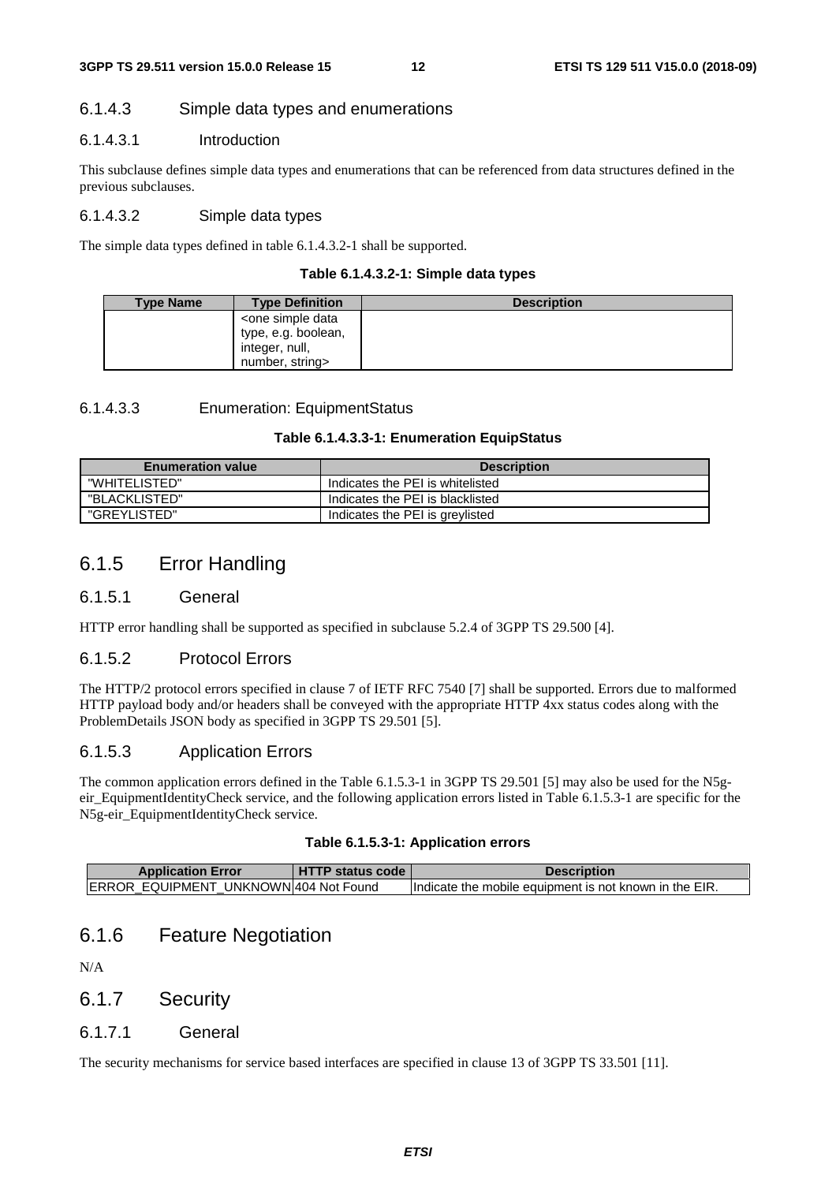### 6.1.4.3 Simple data types and enumerations

#### 6.1.4.3.1 Introduction

This subclause defines simple data types and enumerations that can be referenced from data structures defined in the previous subclauses.

#### 6.1.4.3.2 Simple data types

The simple data types defined in table 6.1.4.3.2-1 shall be supported.

**Table 6.1.4.3.2-1: Simple data types**

| Type Name | Type Definition | Description |
|---|---|---|
| | <one simple data type, e.g. boolean, integer, null, number, string> | |

#### 6.1.4.3.3 Enumeration: EquipmentStatus

**Table 6.1.4.3.3-1: Enumeration EquipStatus**

| Enumeration value | Description |
|---|---|
| "WHITELISTED" | Indicates the PEI is whitelisted |
| "BLACKLISTED" | Indicates the PEI is blacklisted |
| "GREYLISTED" | Indicates the PEI is greylisted |

## 6.1.5 Error Handling

### 6.1.5.1 General

HTTP error handling shall be supported as specified in subclause 5.2.4 of 3GPP TS 29.500 [4].

### 6.1.5.2 Protocol Errors

The HTTP/2 protocol errors specified in clause 7 of IETF RFC 7540 [7] shall be supported. Errors due to malformed HTTP payload body and/or headers shall be conveyed with the appropriate HTTP 4xx status codes along with the ProblemDetails JSON body as specified in 3GPP TS 29.501 [5].

### 6.1.5.3 Application Errors

The common application errors defined in the Table 6.1.5.3-1 in 3GPP TS 29.501 [5] may also be used for the N5g-eir_EquipmentIdentityCheck service, and the following application errors listed in Table 6.1.5.3-1 are specific for the N5g-eir_EquipmentIdentityCheck service.

**Table 6.1.5.3-1: Application errors**

| Application Error | HTTP status code | Description |
|---|---|---|
| ERROR_EQUIPMENT_UNKNOWN | 404 Not Found | Indicate the mobile equipment is not known in the EIR. |

## 6.1.6 Feature Negotiation

N/A

## 6.1.7 Security

### 6.1.7.1 General

The security mechanisms for service based interfaces are specified in clause 13 of 3GPP TS 33.501 [11].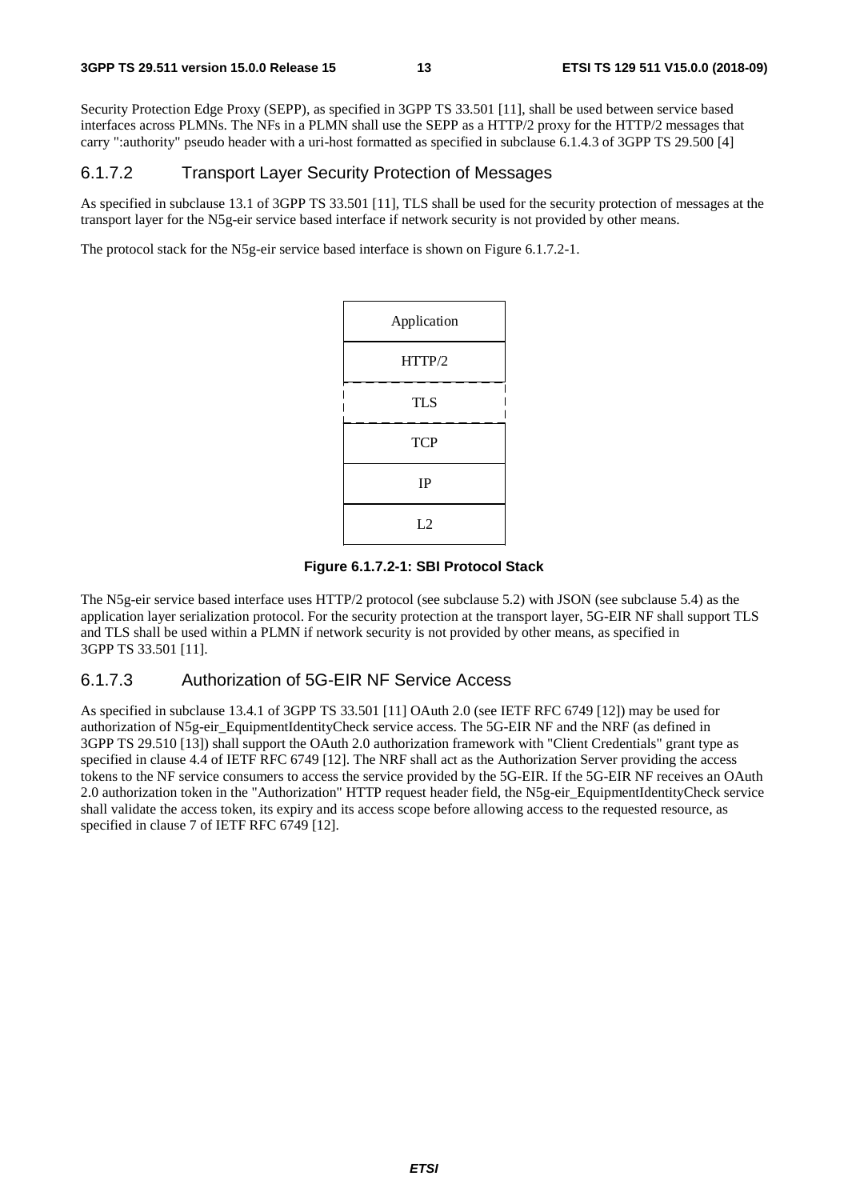Security Protection Edge Proxy (SEPP), as specified in 3GPP TS 33.501 [11], shall be used between service based interfaces across PLMNs. The NFs in a PLMN shall use the SEPP as a HTTP/2 proxy for the HTTP/2 messages that carry ":authority" pseudo header with a uri-host formatted as specified in subclause 6.1.4.3 of 3GPP TS 29.500 [4]

### 6.1.7.2 Transport Layer Security Protection of Messages

As specified in subclause 13.1 of 3GPP TS 33.501 [11], TLS shall be used for the security protection of messages at the transport layer for the N5g-eir service based interface if network security is not provided by other means.

The protocol stack for the N5g-eir service based interface is shown on Figure 6.1.7.2-1.

| Application |
|---|
| HTTP/2 |
| TLS |
| TCP |
| IP |
| L2 |

**Figure 6.1.7.2-1: SBI Protocol Stack**

The N5g-eir service based interface uses HTTP/2 protocol (see subclause 5.2) with JSON (see subclause 5.4) as the application layer serialization protocol. For the security protection at the transport layer, 5G-EIR NF shall support TLS and TLS shall be used within a PLMN if network security is not provided by other means, as specified in 3GPP TS 33.501 [11].

### 6.1.7.3 Authorization of 5G-EIR NF Service Access

As specified in subclause 13.4.1 of 3GPP TS 33.501 [11] OAuth 2.0 (see IETF RFC 6749 [12]) may be used for authorization of N5g-eir_EquipmentIdentityCheck service access. The 5G-EIR NF and the NRF (as defined in 3GPP TS 29.510 [13]) shall support the OAuth 2.0 authorization framework with "Client Credentials" grant type as specified in clause 4.4 of IETF RFC 6749 [12]. The NRF shall act as the Authorization Server providing the access tokens to the NF service consumers to access the service provided by the 5G-EIR. If the 5G-EIR NF receives an OAuth 2.0 authorization token in the "Authorization" HTTP request header field, the N5g-eir_EquipmentIdentityCheck service shall validate the access token, its expiry and its access scope before allowing access to the requested resource, as specified in clause 7 of IETF RFC 6749 [12].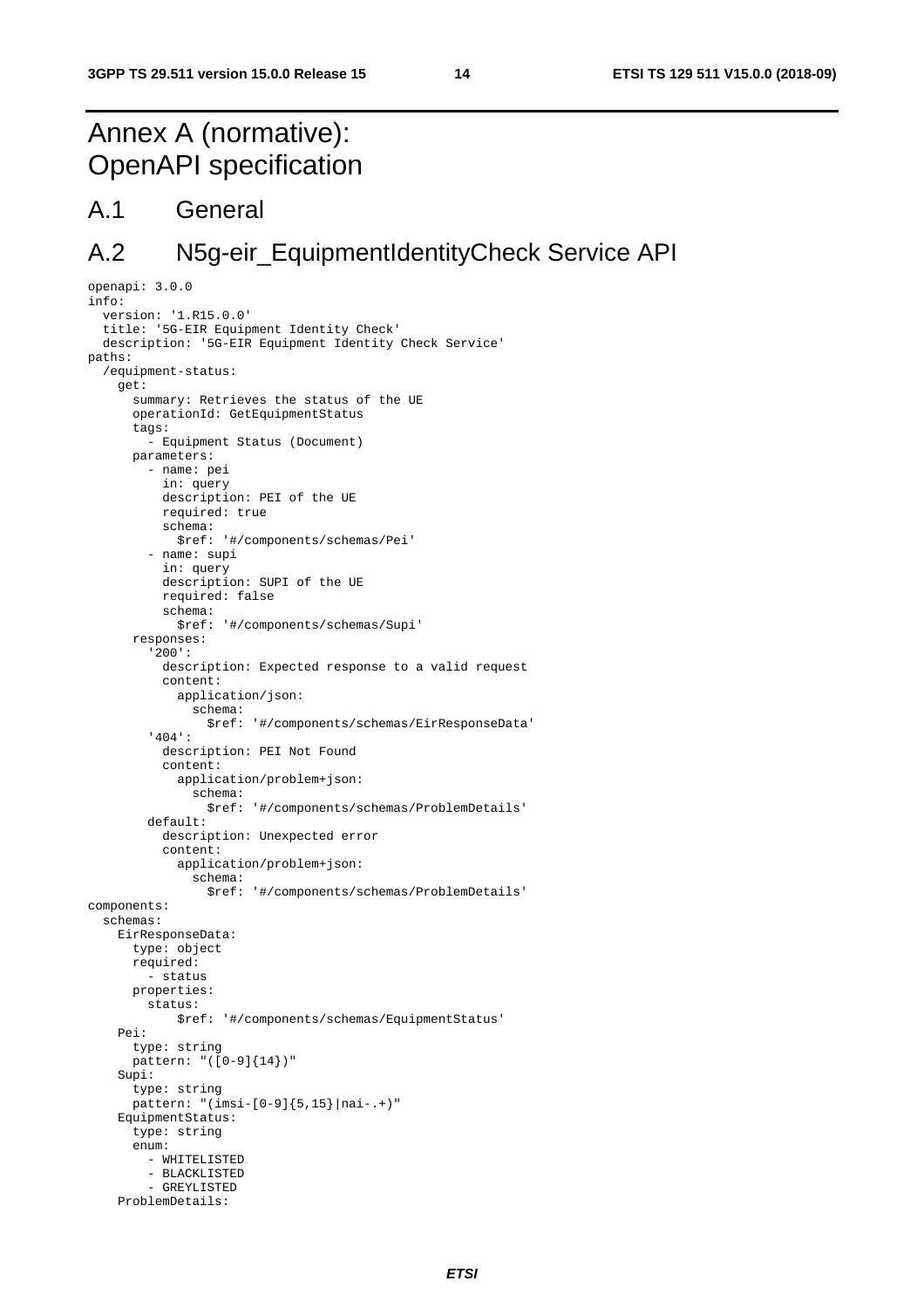# Annex A (normative): OpenAPI specification

## A.1 General

## A.2 N5g-eir_EquipmentIdentityCheck Service API

```
openapi: 3.0.0
info:
  version: '1.R15.0.0'
  title: '5G-EIR Equipment Identity Check'
  description: '5G-EIR Equipment Identity Check Service'
paths:
  /equipment-status:
    get:
      summary: Retrieves the status of the UE
      operationId: GetEquipmentStatus
      tags:
        - Equipment Status (Document)
      parameters:
        - name: pei
          in: query
          description: PEI of the UE
          required: true
          schema:
            $ref: '#/components/schemas/Pei'
        - name: supi
          in: query
          description: SUPI of the UE
          required: false
          schema:
            $ref: '#/components/schemas/Supi'
      responses:
        '200':
          description: Expected response to a valid request
          content:
            application/json:
              schema:
                $ref: '#/components/schemas/EirResponseData'
        '404':
          description: PEI Not Found
          content:
            application/problem+json:
              schema:
                $ref: '#/components/schemas/ProblemDetails'
        default:
          description: Unexpected error
          content:
            application/problem+json:
              schema:
                $ref: '#/components/schemas/ProblemDetails'
components:
  schemas:
    EirResponseData:
      type: object
      required:
        - status
      properties:
        status:
            $ref: '#/components/schemas/EquipmentStatus'
    Pei:
      type: string
      pattern: "([0-9]{14})"
    Supi:
      type: string
      pattern: "(imsi-[0-9]{5,15}|nai-.+)"
    EquipmentStatus:
      type: string
      enum:
        - WHITELISTED
        - BLACKLISTED
        - GREYLISTED
    ProblemDetails:
```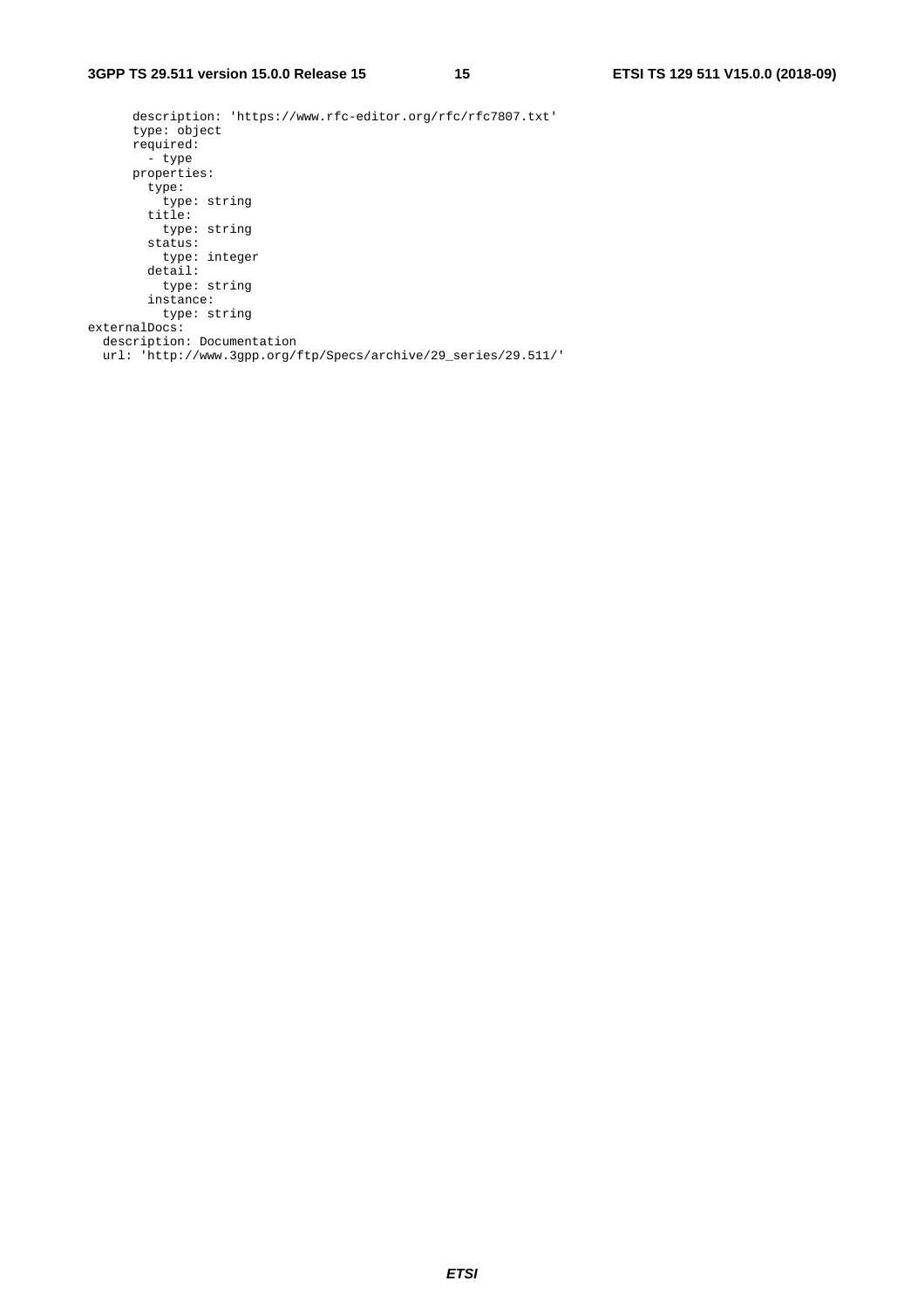```
      description: 'https://www.rfc-editor.org/rfc/rfc7807.txt'
      type: object
      required:
        - type
      properties:
        type:
          type: string
        title:
          type: string
        status:
          type: integer
        detail:
          type: string
        instance:
          type: string
externalDocs:
  description: Documentation
  url: 'http://www.3gpp.org/ftp/Specs/archive/29_series/29.511/'
```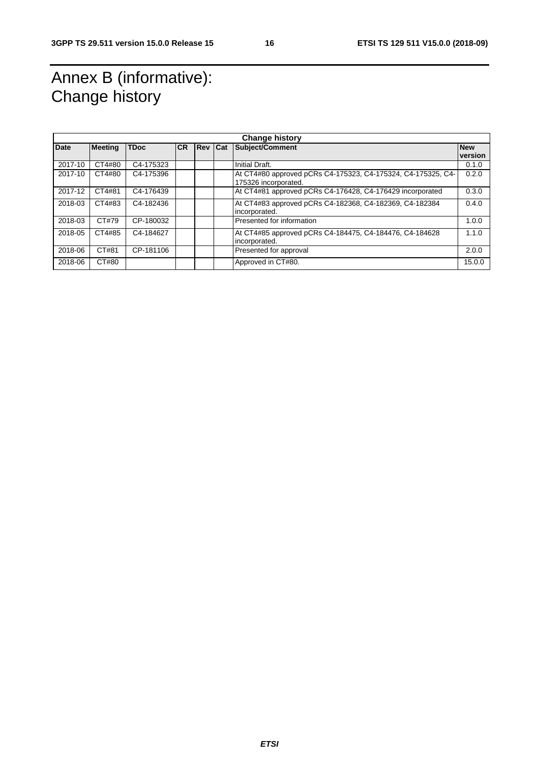# Annex B (informative): Change history

| Change history | | | | | | | |
|---|---|---|---|---|---|---|---|
| **Date** | **Meeting** | **TDoc** | **CR** | **Rev** | **Cat** | **Subject/Comment** | **New version** |
| 2017-10 | CT4#80 | C4-175323 | | | | Initial Draft. | 0.1.0 |
| 2017-10 | CT4#80 | C4-175396 | | | | At CT4#80 approved pCRs C4-175323, C4-175324, C4-175325, C4-175326 incorporated. | 0.2.0 |
| 2017-12 | CT4#81 | C4-176439 | | | | At CT4#81 approved pCRs C4-176428, C4-176429 incorporated | 0.3.0 |
| 2018-03 | CT4#83 | C4-182436 | | | | At CT4#83 approved pCRs C4-182368, C4-182369, C4-182384 incorporated. | 0.4.0 |
| 2018-03 | CT#79 | CP-180032 | | | | Presented for information | 1.0.0 |
| 2018-05 | CT4#85 | C4-184627 | | | | At CT4#85 approved pCRs C4-184475, C4-184476, C4-184628 incorporated. | 1.1.0 |
| 2018-06 | CT#81 | CP-181106 | | | | Presented for approval | 2.0.0 |
| 2018-06 | CT#80 | | | | | Approved in CT#80. | 15.0.0 |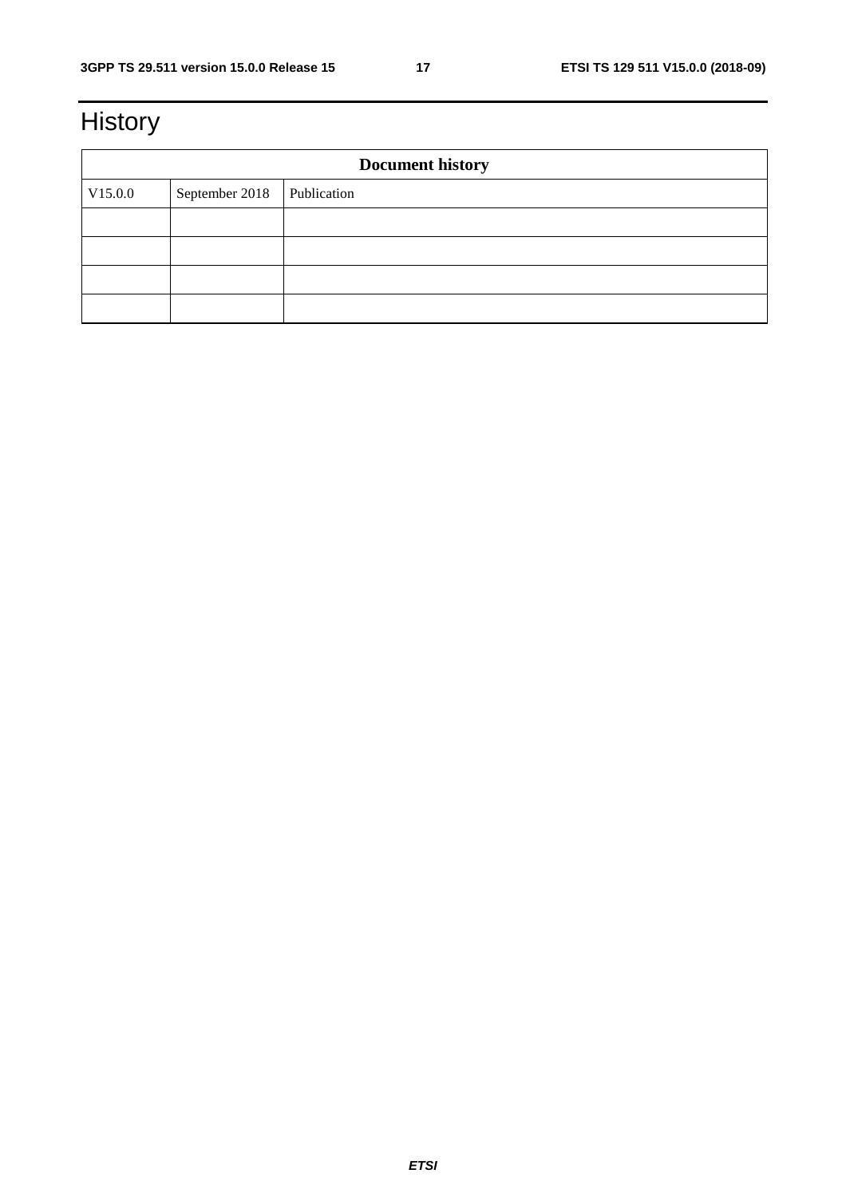# History

| Document history | | |
|---|---|---|
| V15.0.0 | September 2018 | Publication |
| | | |
| | | |
| | | |
| | | |